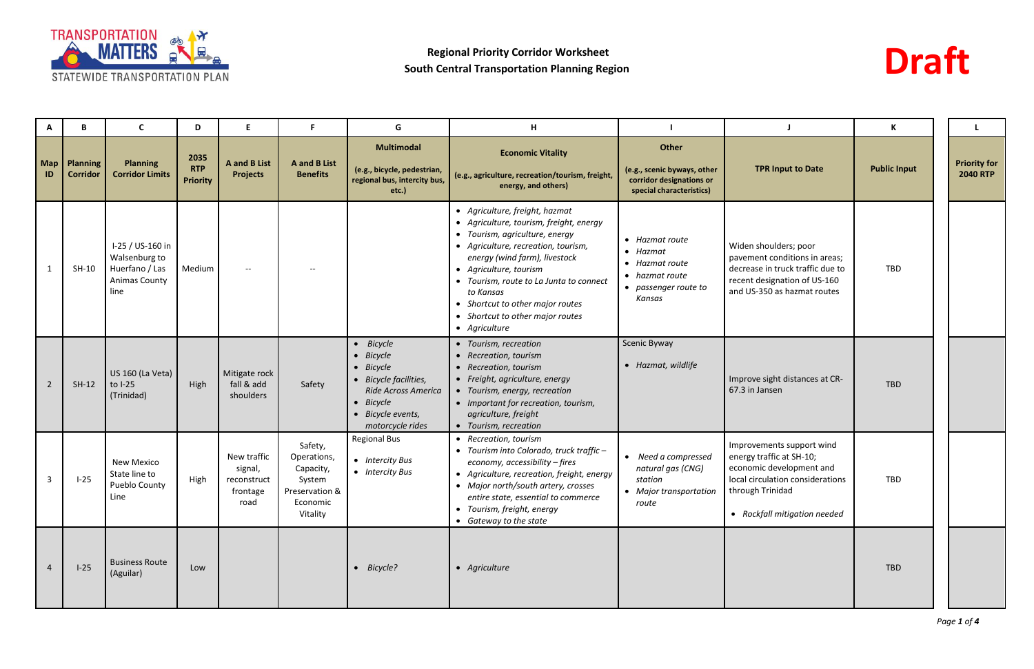**Regional Priority Corridor Worksheet**
**South Central Transportation Planning Region**

**Draft**

| A | B | C | D | E | F | G | H | I | J | K | L |
|---|---|---|---|---|---|---|---|---|---|---|---|
| **Map ID** | **Planning Corridor** | **Planning Corridor Limits** | **2035 RTP Priority** | **A and B List Projects** | **A and B List Benefits** | **Multimodal** (e.g., bicycle, pedestrian, regional bus, intercity bus, etc.) | **Economic Vitality** (e.g., agriculture, recreation/tourism, freight, energy, and others) | **Other** (e.g., scenic byways, other corridor designations or special characteristics) | **TPR Input to Date** | **Public Input** | **Priority for 2040 RTP** |
| 1 | SH-10 | I-25 / US-160 in Walsenburg to Huerfano / Las Animas County line | Medium | -- | -- | | • *Agriculture, freight, hazmat*<br>• *Agriculture, tourism, freight, energy*<br>• *Tourism, agriculture, energy*<br>• *Agriculture, recreation, tourism, energy (wind farm), livestock*<br>• *Agriculture, tourism*<br>• *Tourism, route to La Junta to connect to Kansas*<br>• *Shortcut to other major routes*<br>• *Shortcut to other major routes*<br>• *Agriculture* | • *Hazmat route*<br>• *Hazmat*<br>• *Hazmat route*<br>• *hazmat route*<br>• *passenger route to Kansas* | Widen shoulders; poor pavement conditions in areas; decrease in truck traffic due to recent designation of US-160 and US-350 as hazmat routes | TBD | |
| 2 | SH-12 | US 160 (La Veta) to I-25 (Trinidad) | High | Mitigate rock fall & add shoulders | Safety | • *Bicycle*<br>• *Bicycle*<br>• *Bicycle*<br>• *Bicycle facilities, Ride Across America*<br>• *Bicycle*<br>• *Bicycle events, motorcycle rides* | • *Tourism, recreation*<br>• *Recreation, tourism*<br>• *Recreation, tourism*<br>• *Freight, agriculture, energy*<br>• *Tourism, energy, recreation*<br>• *Important for recreation, tourism, agriculture, freight*<br>• *Tourism, recreation* | Scenic Byway<br>• *Hazmat, wildlife* | Improve sight distances at CR-67.3 in Jansen | TBD | |
| 3 | I-25 | New Mexico State line to Pueblo County Line | High | New traffic signal, reconstruct frontage road | Safety, Operations, Capacity, System Preservation & Economic Vitality | Regional Bus<br>• *Intercity Bus*<br>• *Intercity Bus* | • *Recreation, tourism*<br>• *Tourism into Colorado, truck traffic – economy, accessibility – fires*<br>• *Agriculture, recreation, freight, energy*<br>• *Major north/south artery, crosses entire state, essential to commerce*<br>• *Tourism, freight, energy*<br>• *Gateway to the state* | • *Need a compressed natural gas (CNG) station*<br>• *Major transportation route* | Improvements support wind energy traffic at SH-10; economic development and local circulation considerations through Trinidad<br>• *Rockfall mitigation needed* | TBD | |
| 4 | I-25 | Business Route (Aguilar) | Low | | | • *Bicycle?* | • *Agriculture* | | | TBD | |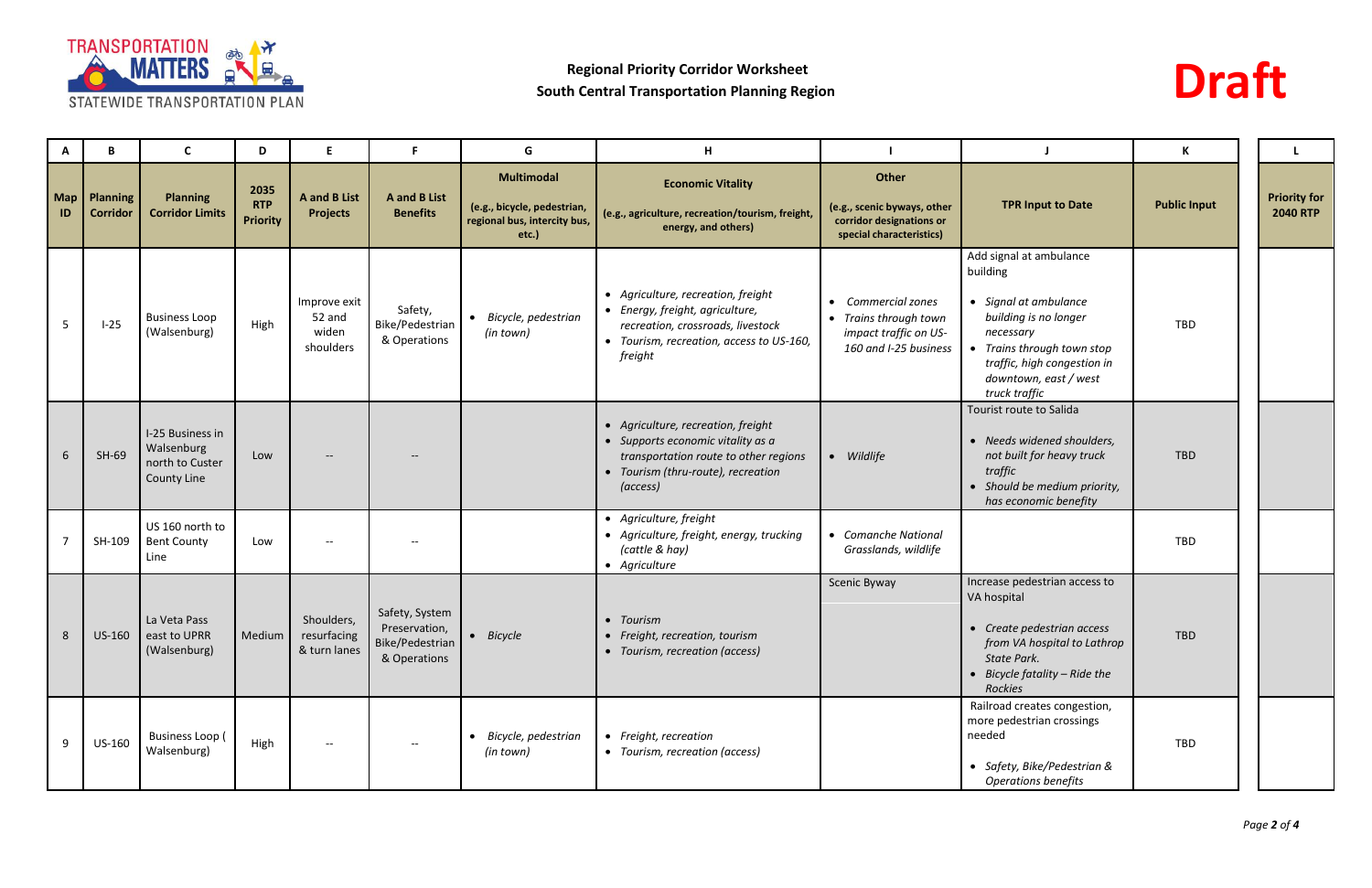**Regional Priority Corridor Worksheet**
**South Central Transportation Planning Region**

**Draft**

| A | B | C | D | E | F | G | H | I | J | K | L |
|---|---|---|---|---|---|---|---|---|---|---|---|
| **Map ID** | **Planning Corridor** | **Planning Corridor Limits** | **2035 RTP Priority** | **A and B List Projects** | **A and B List Benefits** | **Multimodal** (e.g., bicycle, pedestrian, regional bus, intercity bus, etc.) | **Economic Vitality** (e.g., agriculture, recreation/tourism, freight, energy, and others) | **Other** (e.g., scenic byways, other corridor designations or special characteristics) | **TPR Input to Date** | **Public Input** | **Priority for 2040 RTP** |
| 5 | I-25 | Business Loop (Walsenburg) | High | Improve exit 52 and widen shoulders | Safety, Bike/Pedestrian & Operations | • *Bicycle, pedestrian (in town)* | • *Agriculture, recreation, freight*<br>• *Energy, freight, agriculture, recreation, crossroads, livestock*<br>• *Tourism, recreation, access to US-160, freight* | • *Commercial zones*<br>• *Trains through town impact traffic on US-160 and I-25 business* | Add signal at ambulance building<br>• *Signal at ambulance building is no longer necessary*<br>• *Trains through town stop traffic, high congestion in downtown, east / west truck traffic* | TBD | |
| 6 | SH-69 | I-25 Business in Walsenburg north to Custer County Line | Low | -- | -- | | • *Agriculture, recreation, freight*<br>• *Supports economic vitality as a transportation route to other regions*<br>• *Tourism (thru-route), recreation (access)* | • *Wildlife* | Tourist route to Salida<br>• *Needs widened shoulders, not built for heavy truck traffic*<br>• *Should be medium priority, has economic benefity* | TBD | |
| 7 | SH-109 | US 160 north to Bent County Line | Low | -- | -- | | • *Agriculture, freight*<br>• *Agriculture, freight, energy, trucking (cattle & hay)*<br>• *Agriculture* | • *Comanche National Grasslands, wildlife* | | TBD | |
| 8 | US-160 | La Veta Pass east to UPRR (Walsenburg) | Medium | Shoulders, resurfacing & turn lanes | Safety, System Preservation, Bike/Pedestrian & Operations | • *Bicycle* | • *Tourism*<br>• *Freight, recreation, tourism*<br>• *Tourism, recreation (access)* | Scenic Byway | Increase pedestrian access to VA hospital<br>• *Create pedestrian access from VA hospital to Lathrop State Park.*<br>• *Bicycle fatality – Ride the Rockies* | TBD | |
| 9 | US-160 | Business Loop ( Walsenburg) | High | -- | -- | • *Bicycle, pedestrian (in town)* | • *Freight, recreation*<br>• *Tourism, recreation (access)* | | Railroad creates congestion, more pedestrian crossings needed<br>• *Safety, Bike/Pedestrian & Operations benefits* | TBD | |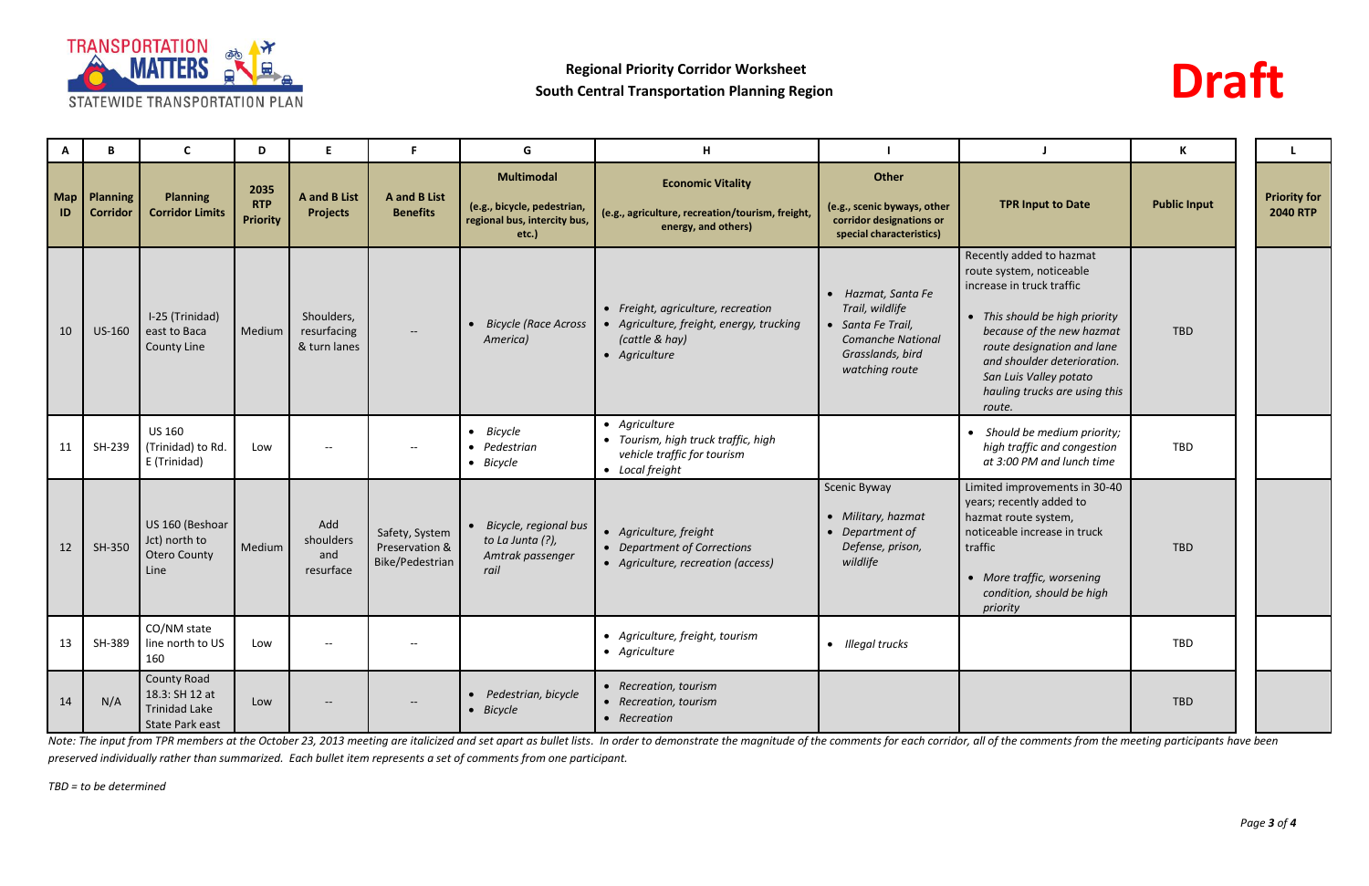**Regional Priority Corridor Worksheet**
**South Central Transportation Planning Region**

**Draft**

| A | B | C | D | E | F | G | H | I | J | K | L |
|---|---|---|---|---|---|---|---|---|---|---|---|
| **Map ID** | **Planning Corridor** | **Planning Corridor Limits** | **2035 RTP Priority** | **A and B List Projects** | **A and B List Benefits** | **Multimodal** (e.g., bicycle, pedestrian, regional bus, intercity bus, etc.) | **Economic Vitality** (e.g., agriculture, recreation/tourism, freight, energy, and others) | **Other** (e.g., scenic byways, other corridor designations or special characteristics) | **TPR Input to Date** | **Public Input** | **Priority for 2040 RTP** |
| 10 | US-160 | I-25 (Trinidad) east to Baca County Line | Medium | Shoulders, resurfacing & turn lanes | -- | • *Bicycle (Race Across America)* | • *Freight, agriculture, recreation* • *Agriculture, freight, energy, trucking (cattle & hay)* • *Agriculture* | • *Hazmat, Santa Fe Trail, wildlife* • *Santa Fe Trail, Comanche National Grasslands, bird watching route* | Recently added to hazmat route system, noticeable increase in truck traffic • *This should be high priority because of the new hazmat route designation and lane and shoulder deterioration. San Luis Valley potato hauling trucks are using this route.* | TBD | |
| 11 | SH-239 | US 160 (Trinidad) to Rd. E (Trinidad) | Low | -- | -- | • *Bicycle* • *Pedestrian* • *Bicycle* | • *Agriculture* • *Tourism, high truck traffic, high vehicle traffic for tourism* • *Local freight* | | • *Should be medium priority; high traffic and congestion at 3:00 PM and lunch time* | TBD | |
| 12 | SH-350 | US 160 (Beshoar Jct) north to Otero County Line | Medium | Add shoulders and resurface | Safety, System Preservation & Bike/Pedestrian | • *Bicycle, regional bus to La Junta (?), Amtrak passenger rail* | • *Agriculture, freight* • *Department of Corrections* • *Agriculture, recreation (access)* | Scenic Byway • *Military, hazmat* • *Department of Defense, prison, wildlife* | Limited improvements in 30-40 years; recently added to hazmat route system, noticeable increase in truck traffic • *More traffic, worsening condition, should be high priority* | TBD | |
| 13 | SH-389 | CO/NM state line north to US 160 | Low | -- | -- | | • *Agriculture, freight, tourism* • *Agriculture* | • *Illegal trucks* | | TBD | |
| 14 | N/A | County Road 18.3: SH 12 at Trinidad Lake State Park east | Low | -- | -- | • *Pedestrian, bicycle* • *Bicycle* | • *Recreation, tourism* • *Recreation, tourism* • *Recreation* | | | TBD | |

*Note: The input from TPR members at the October 23, 2013 meeting are italicized and set apart as bullet lists. In order to demonstrate the magnitude of the comments for each corridor, all of the comments from the meeting participants have been preserved individually rather than summarized. Each bullet item represents a set of comments from one participant.*

*TBD = to be determined*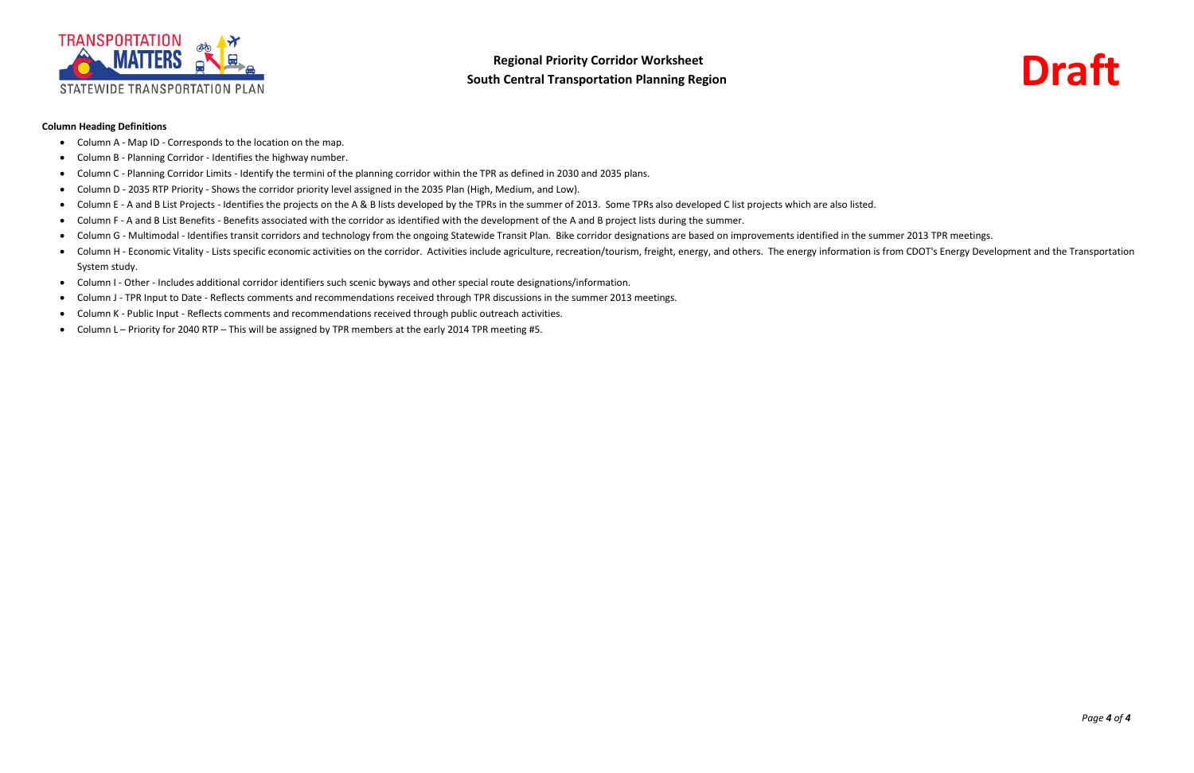**Regional Priority Corridor Worksheet**
**South Central Transportation Planning Region**

**Draft**

**Column Heading Definitions**

- Column A - Map ID - Corresponds to the location on the map.
- Column B - Planning Corridor - Identifies the highway number.
- Column C - Planning Corridor Limits - Identify the termini of the planning corridor within the TPR as defined in 2030 and 2035 plans.
- Column D - 2035 RTP Priority - Shows the corridor priority level assigned in the 2035 Plan (High, Medium, and Low).
- Column E - A and B List Projects - Identifies the projects on the A & B lists developed by the TPRs in the summer of 2013. Some TPRs also developed C list projects which are also listed.
- Column F - A and B List Benefits - Benefits associated with the corridor as identified with the development of the A and B project lists during the summer.
- Column G - Multimodal - Identifies transit corridors and technology from the ongoing Statewide Transit Plan. Bike corridor designations are based on improvements identified in the summer 2013 TPR meetings.
- Column H - Economic Vitality - Lists specific economic activities on the corridor. Activities include agriculture, recreation/tourism, freight, energy, and others. The energy information is from CDOT's Energy Development and the Transportation System study.
- Column I - Other - Includes additional corridor identifiers such scenic byways and other special route designations/information.
- Column J - TPR Input to Date - Reflects comments and recommendations received through TPR discussions in the summer 2013 meetings.
- Column K - Public Input - Reflects comments and recommendations received through public outreach activities.
- Column L – Priority for 2040 RTP – This will be assigned by TPR members at the early 2014 TPR meeting #5.